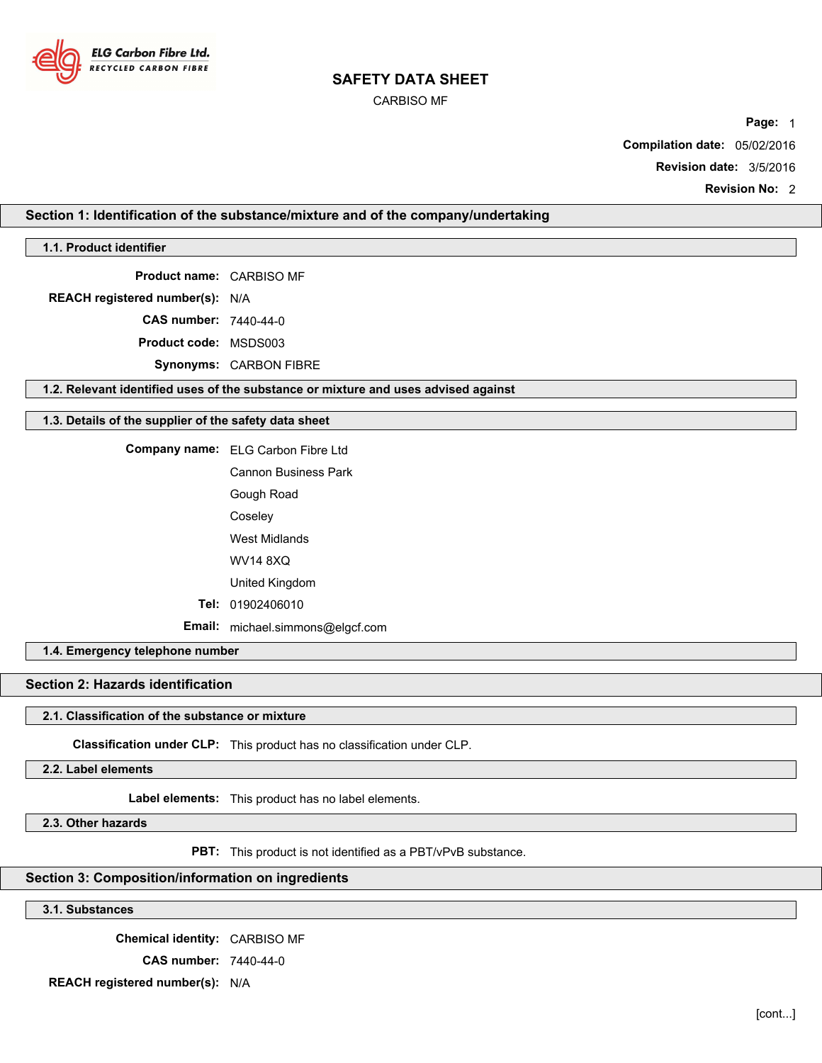ELG Carbon Fibre Ltd.
RECYCLED CARBON FIBRE

# SAFETY DATA SHEET

CARBISO MF

**Compilation date:** 05/02/2016

**Revision date:** 3/5/2016

**Revision No:** 2

## Section 1: Identification of the substance/mixture and of the company/undertaking

### 1.1. Product identifier

**Product name:** CARBISO MF

**REACH registered number(s):** N/A

**CAS number:** 7440-44-0

**Product code:** MSDS003

**Synonyms:** CARBON FIBRE

### 1.2. Relevant identified uses of the substance or mixture and uses advised against

### 1.3. Details of the supplier of the safety data sheet

**Company name:** ELG Carbon Fibre Ltd

Cannon Business Park

Gough Road

Coseley

West Midlands

WV14 8XQ

United Kingdom

**Tel:** 01902406010

**Email:** michael.simmons@elgcf.com

### 1.4. Emergency telephone number

## Section 2: Hazards identification

### 2.1. Classification of the substance or mixture

**Classification under CLP:** This product has no classification under CLP.

### 2.2. Label elements

**Label elements:** This product has no label elements.

### 2.3. Other hazards

**PBT:** This product is not identified as a PBT/vPvB substance.

## Section 3: Composition/information on ingredients

### 3.1. Substances

**Chemical identity:** CARBISO MF

**CAS number:** 7440-44-0

**REACH registered number(s):** N/A

[cont...]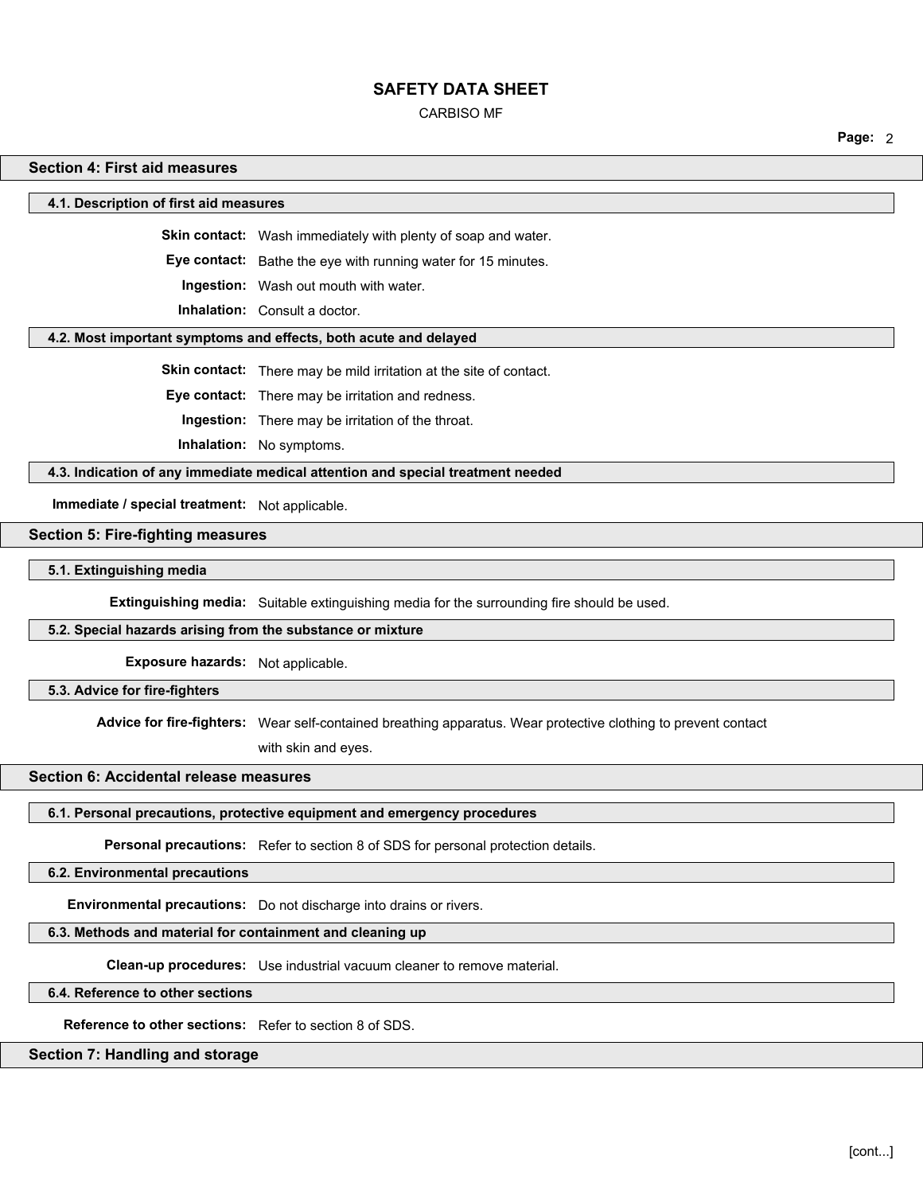## Section 4: First aid measures

### 4.1. Description of first aid measures

**Skin contact:** Wash immediately with plenty of soap and water.

**Eye contact:** Bathe the eye with running water for 15 minutes.

**Ingestion:** Wash out mouth with water.

**Inhalation:** Consult a doctor.

### 4.2. Most important symptoms and effects, both acute and delayed

**Skin contact:** There may be mild irritation at the site of contact.

**Eye contact:** There may be irritation and redness.

**Ingestion:** There may be irritation of the throat.

**Inhalation:** No symptoms.

### 4.3. Indication of any immediate medical attention and special treatment needed

**Immediate / special treatment:** Not applicable.

## Section 5: Fire-fighting measures

### 5.1. Extinguishing media

**Extinguishing media:** Suitable extinguishing media for the surrounding fire should be used.

### 5.2. Special hazards arising from the substance or mixture

**Exposure hazards:** Not applicable.

### 5.3. Advice for fire-fighters

**Advice for fire-fighters:** Wear self-contained breathing apparatus. Wear protective clothing to prevent contact with skin and eyes.

## Section 6: Accidental release measures

### 6.1. Personal precautions, protective equipment and emergency procedures

**Personal precautions:** Refer to section 8 of SDS for personal protection details.

### 6.2. Environmental precautions

**Environmental precautions:** Do not discharge into drains or rivers.

### 6.3. Methods and material for containment and cleaning up

**Clean-up procedures:** Use industrial vacuum cleaner to remove material.

### 6.4. Reference to other sections

**Reference to other sections:** Refer to section 8 of SDS.

## Section 7: Handling and storage

[cont...]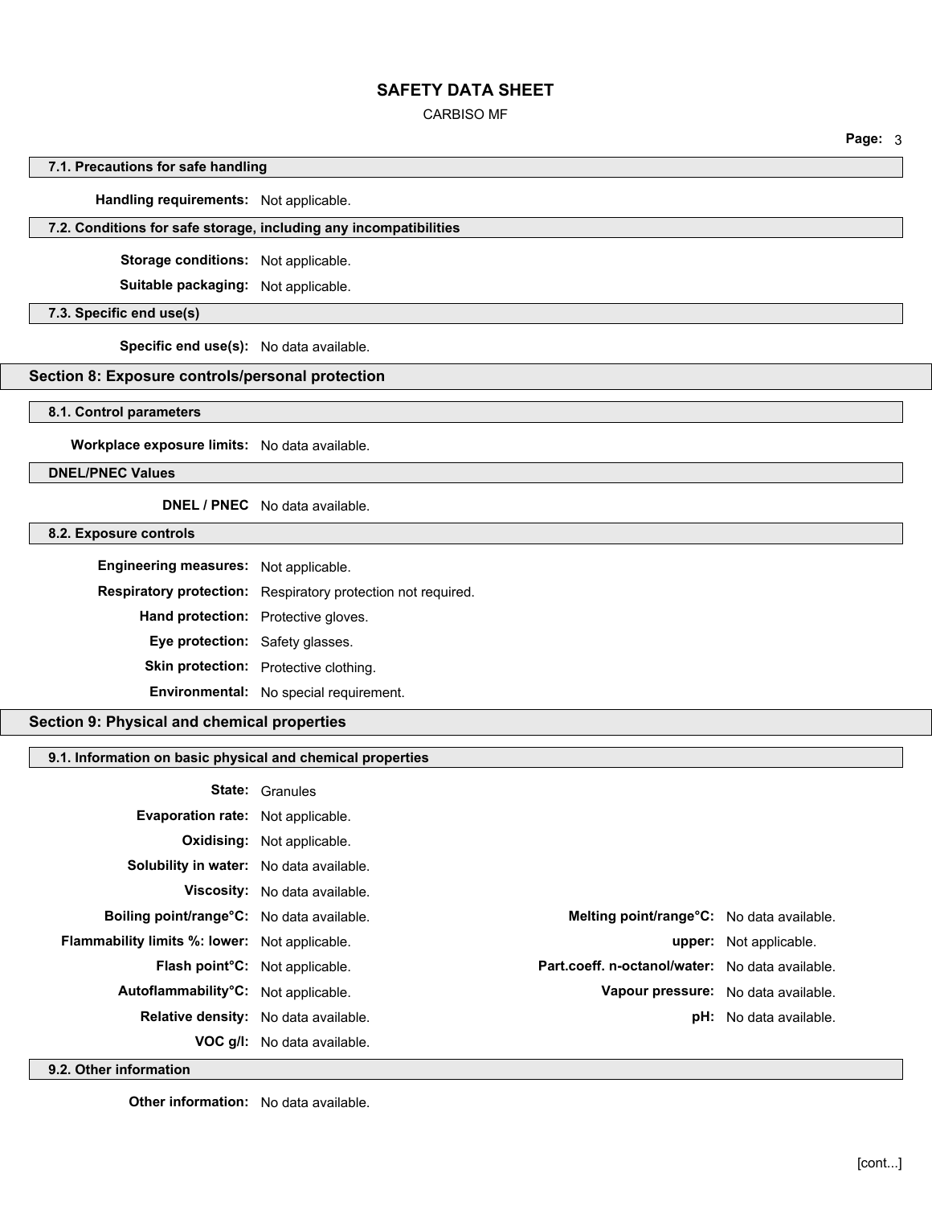### 7.1. Precautions for safe handling

**Handling requirements:** Not applicable.

### 7.2. Conditions for safe storage, including any incompatibilities

**Storage conditions:** Not applicable.

**Suitable packaging:** Not applicable.

### 7.3. Specific end use(s)

**Specific end use(s):** No data available.

## Section 8: Exposure controls/personal protection

### 8.1. Control parameters

**Workplace exposure limits:** No data available.

### DNEL/PNEC Values

**DNEL / PNEC** No data available.

### 8.2. Exposure controls

**Engineering measures:** Not applicable.

**Respiratory protection:** Respiratory protection not required.

**Hand protection:** Protective gloves.

**Eye protection:** Safety glasses.

**Skin protection:** Protective clothing.

**Environmental:** No special requirement.

## Section 9: Physical and chemical properties

### 9.1. Information on basic physical and chemical properties

**State:** Granules

**Evaporation rate:** Not applicable.

**Oxidising:** Not applicable.

**Solubility in water:** No data available.

**Viscosity:** No data available.

**Boiling point/range°C:** No data available.

**Melting point/range°C:** No data available.

**Flammability limits %: lower:** Not applicable.

**upper:** Not applicable.

**Flash point°C:** Not applicable.

**Part.coeff. n-octanol/water:** No data available.

**Autoflammability°C:** Not applicable.

**Vapour pressure:** No data available.

**Relative density:** No data available.

**pH:** No data available.

**VOC g/l:** No data available.

### 9.2. Other information

**Other information:** No data available.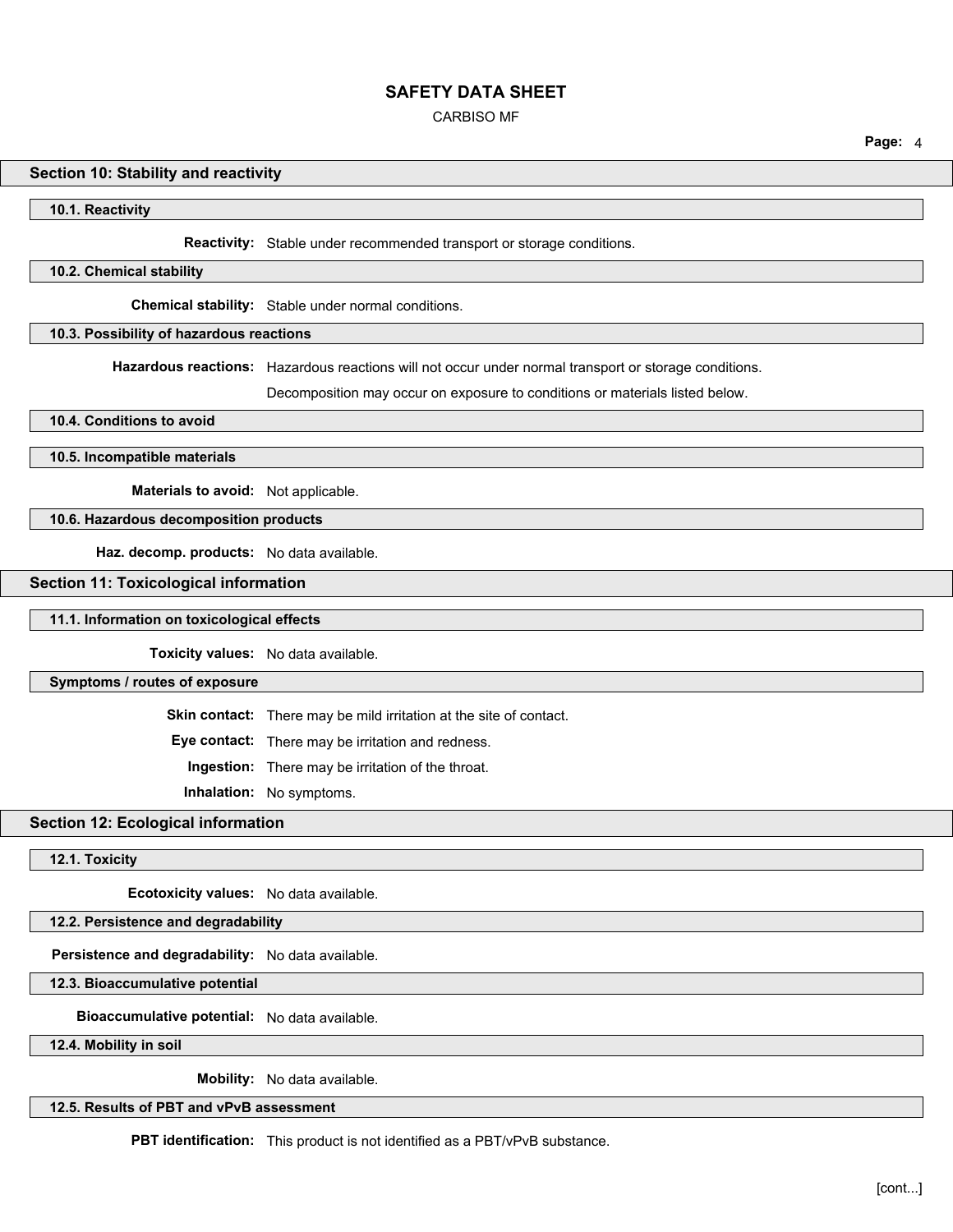## Section 10: Stability and reactivity

### 10.1. Reactivity

**Reactivity:** Stable under recommended transport or storage conditions.

### 10.2. Chemical stability

**Chemical stability:** Stable under normal conditions.

### 10.3. Possibility of hazardous reactions

**Hazardous reactions:** Hazardous reactions will not occur under normal transport or storage conditions.

Decomposition may occur on exposure to conditions or materials listed below.

### 10.4. Conditions to avoid

### 10.5. Incompatible materials

**Materials to avoid:** Not applicable.

### 10.6. Hazardous decomposition products

**Haz. decomp. products:** No data available.

## Section 11: Toxicological information

### 11.1. Information on toxicological effects

**Toxicity values:** No data available.

### Symptoms / routes of exposure

**Skin contact:** There may be mild irritation at the site of contact.

**Eye contact:** There may be irritation and redness.

**Ingestion:** There may be irritation of the throat.

**Inhalation:** No symptoms.

## Section 12: Ecological information

### 12.1. Toxicity

**Ecotoxicity values:** No data available.

### 12.2. Persistence and degradability

**Persistence and degradability:** No data available.

### 12.3. Bioaccumulative potential

**Bioaccumulative potential:** No data available.

### 12.4. Mobility in soil

**Mobility:** No data available.

### 12.5. Results of PBT and vPvB assessment

**PBT identification:** This product is not identified as a PBT/vPvB substance.

[cont...]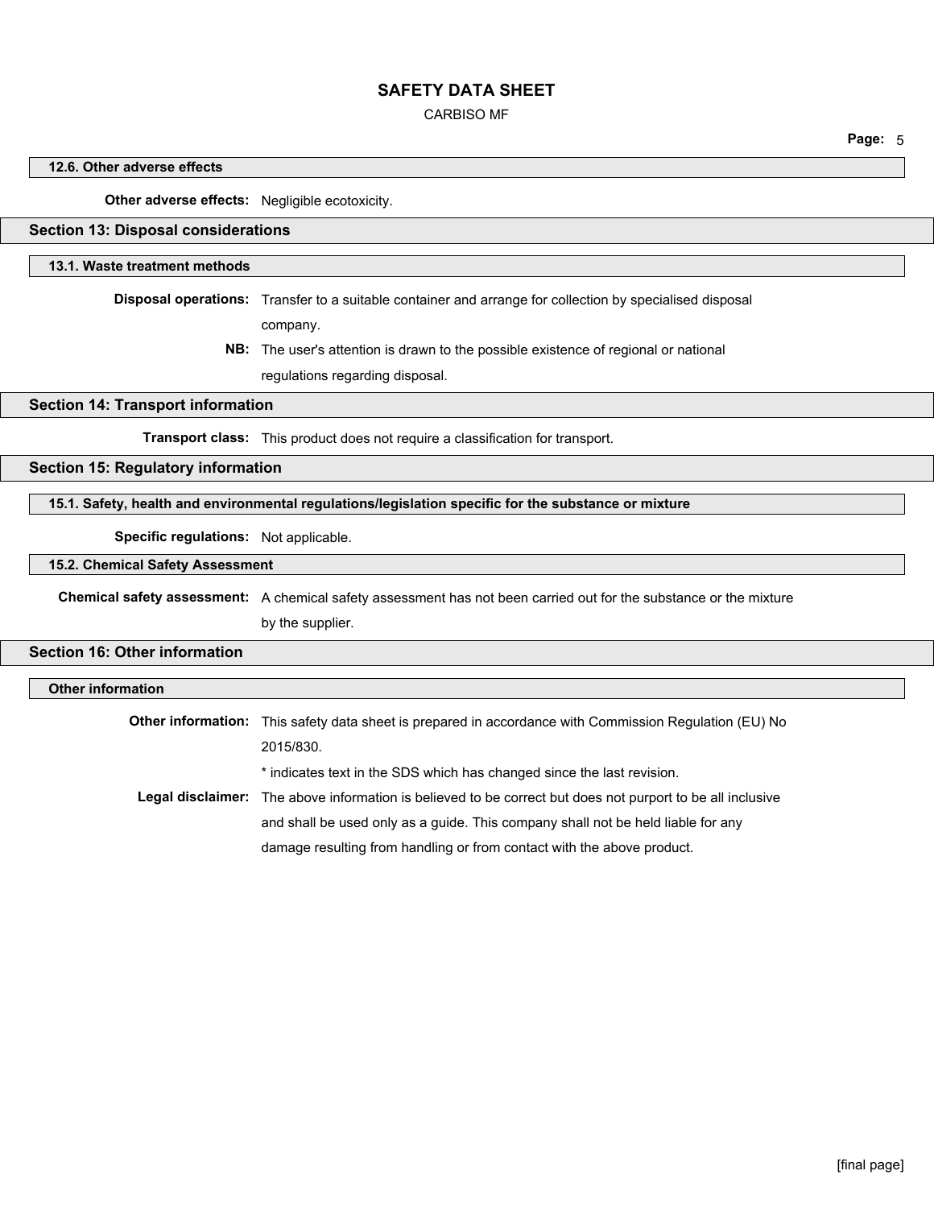### 12.6. Other adverse effects

**Other adverse effects:** Negligible ecotoxicity.

## Section 13: Disposal considerations

### 13.1. Waste treatment methods

**Disposal operations:** Transfer to a suitable container and arrange for collection by specialised disposal company.

**NB:** The user's attention is drawn to the possible existence of regional or national regulations regarding disposal.

## Section 14: Transport information

**Transport class:** This product does not require a classification for transport.

## Section 15: Regulatory information

### 15.1. Safety, health and environmental regulations/legislation specific for the substance or mixture

**Specific regulations:** Not applicable.

### 15.2. Chemical Safety Assessment

**Chemical safety assessment:** A chemical safety assessment has not been carried out for the substance or the mixture by the supplier.

## Section 16: Other information

### Other information

**Other information:** This safety data sheet is prepared in accordance with Commission Regulation (EU) No 2015/830.

* indicates text in the SDS which has changed since the last revision.

**Legal disclaimer:** The above information is believed to be correct but does not purport to be all inclusive and shall be used only as a guide. This company shall not be held liable for any damage resulting from handling or from contact with the above product.